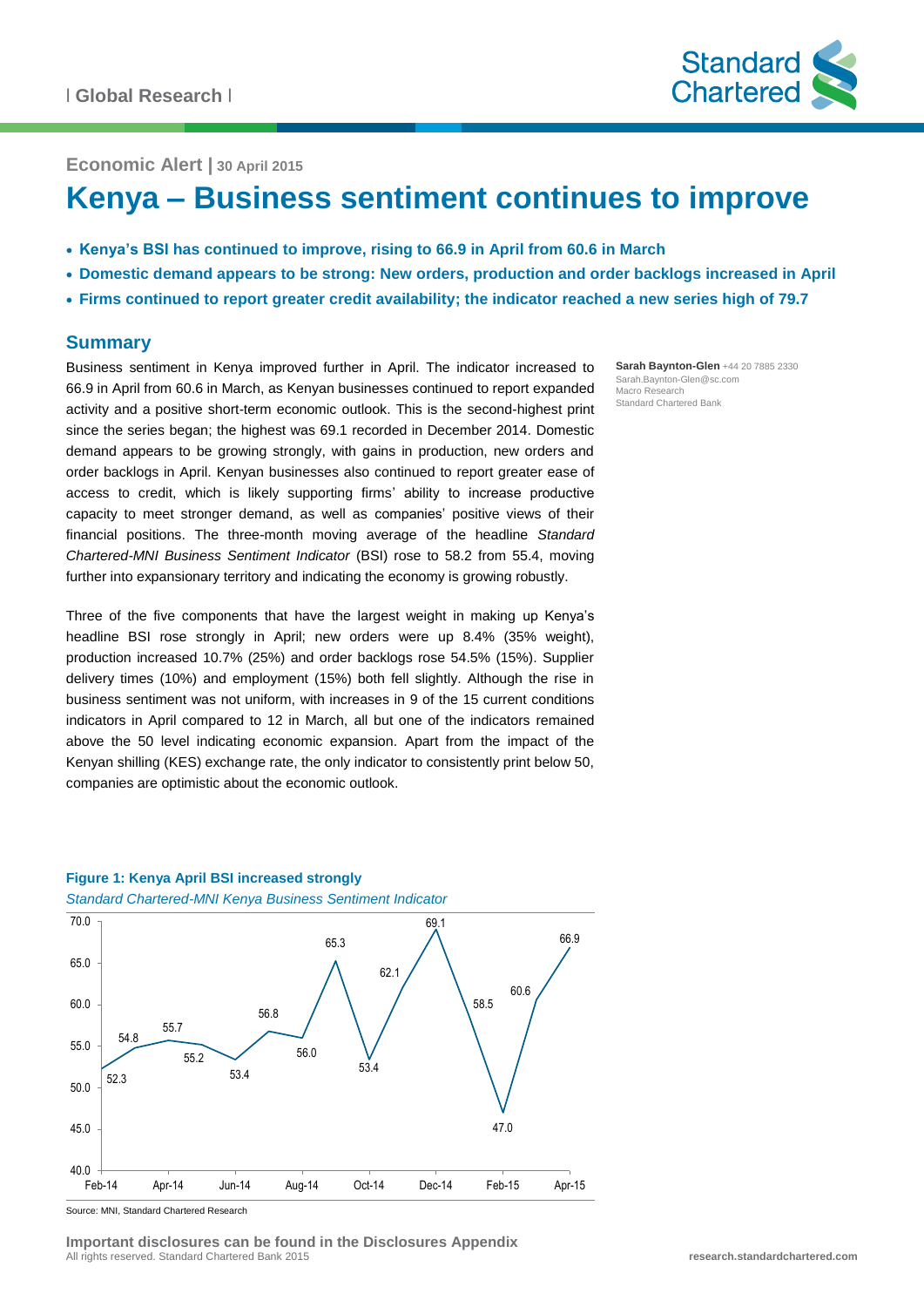| Global Research |

Economic Alert | 30 April 2015

# Kenya – Business sentiment continues to improve

- **Kenya's BSI has continued to improve, rising to 66.9 in April from 60.6 in March**
- **Domestic demand appears to be strong: New orders, production and order backlogs increased in April**
- **Firms continued to report greater credit availability; the indicator reached a new series high of 79.7**

**Sarah Baynton-Glen** +44 20 7885 2330
Sarah.Baynton-Glen@sc.com
Macro Research
Standard Chartered Bank

## Summary

Business sentiment in Kenya improved further in April. The indicator increased to 66.9 in April from 60.6 in March, as Kenyan businesses continued to report expanded activity and a positive short-term economic outlook. This is the second-highest print since the series began; the highest was 69.1 recorded in December 2014. Domestic demand appears to be growing strongly, with gains in production, new orders and order backlogs in April. Kenyan businesses also continued to report greater ease of access to credit, which is likely supporting firms' ability to increase productive capacity to meet stronger demand, as well as companies' positive views of their financial positions. The three-month moving average of the headline *Standard Chartered-MNI Business Sentiment Indicator* (BSI) rose to 58.2 from 55.4, moving further into expansionary territory and indicating the economy is growing robustly.

Three of the five components that have the largest weight in making up Kenya's headline BSI rose strongly in April; new orders were up 8.4% (35% weight), production increased 10.7% (25%) and order backlogs rose 54.5% (15%). Supplier delivery times (10%) and employment (15%) both fell slightly. Although the rise in business sentiment was not uniform, with increases in 9 of the 15 current conditions indicators in April compared to 12 in March, all but one of the indicators remained above the 50 level indicating economic expansion. Apart from the impact of the Kenyan shilling (KES) exchange rate, the only indicator to consistently print below 50, companies are optimistic about the economic outlook.

**Figure 1: Kenya April BSI increased strongly**

*Standard Chartered-MNI Kenya Business Sentiment Indicator*

| Month | BSI |
|---|---|
| Feb-14 | 52.3 |
| Mar-14 | 54.8 |
| Apr-14 | 55.7 |
| May-14 | 55.2 |
| Jun-14 | 53.4 |
| Jul-14 | 56.8 |
| Aug-14 | 56.0 |
| Sep-14 | 65.3 |
| Oct-14 | 53.4 |
| Nov-14 | 62.1 |
| Dec-14 | 69.1 |
| Jan-15 | 58.5 |
| Feb-15 | 47.0 |
| Mar-15 | 60.6 |
| Apr-15 | 66.9 |

Source: MNI, Standard Chartered Research

**Important disclosures can be found in the Disclosures Appendix**
All rights reserved. Standard Chartered Bank 2015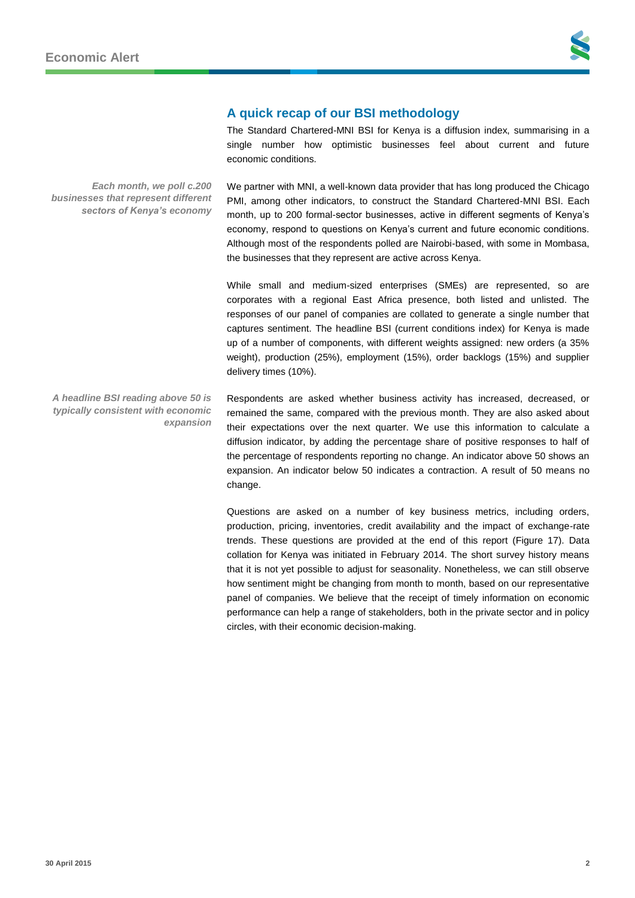## A quick recap of our BSI methodology

The Standard Chartered-MNI BSI for Kenya is a diffusion index, summarising in a single number how optimistic businesses feel about current and future economic conditions.

*Each month, we poll c.200 businesses that represent different sectors of Kenya's economy*

We partner with MNI, a well-known data provider that has long produced the Chicago PMI, among other indicators, to construct the Standard Chartered-MNI BSI. Each month, up to 200 formal-sector businesses, active in different segments of Kenya's economy, respond to questions on Kenya's current and future economic conditions. Although most of the respondents polled are Nairobi-based, with some in Mombasa, the businesses that they represent are active across Kenya.

While small and medium-sized enterprises (SMEs) are represented, so are corporates with a regional East Africa presence, both listed and unlisted. The responses of our panel of companies are collated to generate a single number that captures sentiment. The headline BSI (current conditions index) for Kenya is made up of a number of components, with different weights assigned: new orders (a 35% weight), production (25%), employment (15%), order backlogs (15%) and supplier delivery times (10%).

*A headline BSI reading above 50 is typically consistent with economic expansion*

Respondents are asked whether business activity has increased, decreased, or remained the same, compared with the previous month. They are also asked about their expectations over the next quarter. We use this information to calculate a diffusion indicator, by adding the percentage share of positive responses to half of the percentage of respondents reporting no change. An indicator above 50 shows an expansion. An indicator below 50 indicates a contraction. A result of 50 means no change.

Questions are asked on a number of key business metrics, including orders, production, pricing, inventories, credit availability and the impact of exchange-rate trends. These questions are provided at the end of this report (Figure 17). Data collation for Kenya was initiated in February 2014. The short survey history means that it is not yet possible to adjust for seasonality. Nonetheless, we can still observe how sentiment might be changing from month to month, based on our representative panel of companies. We believe that the receipt of timely information on economic performance can help a range of stakeholders, both in the private sector and in policy circles, with their economic decision-making.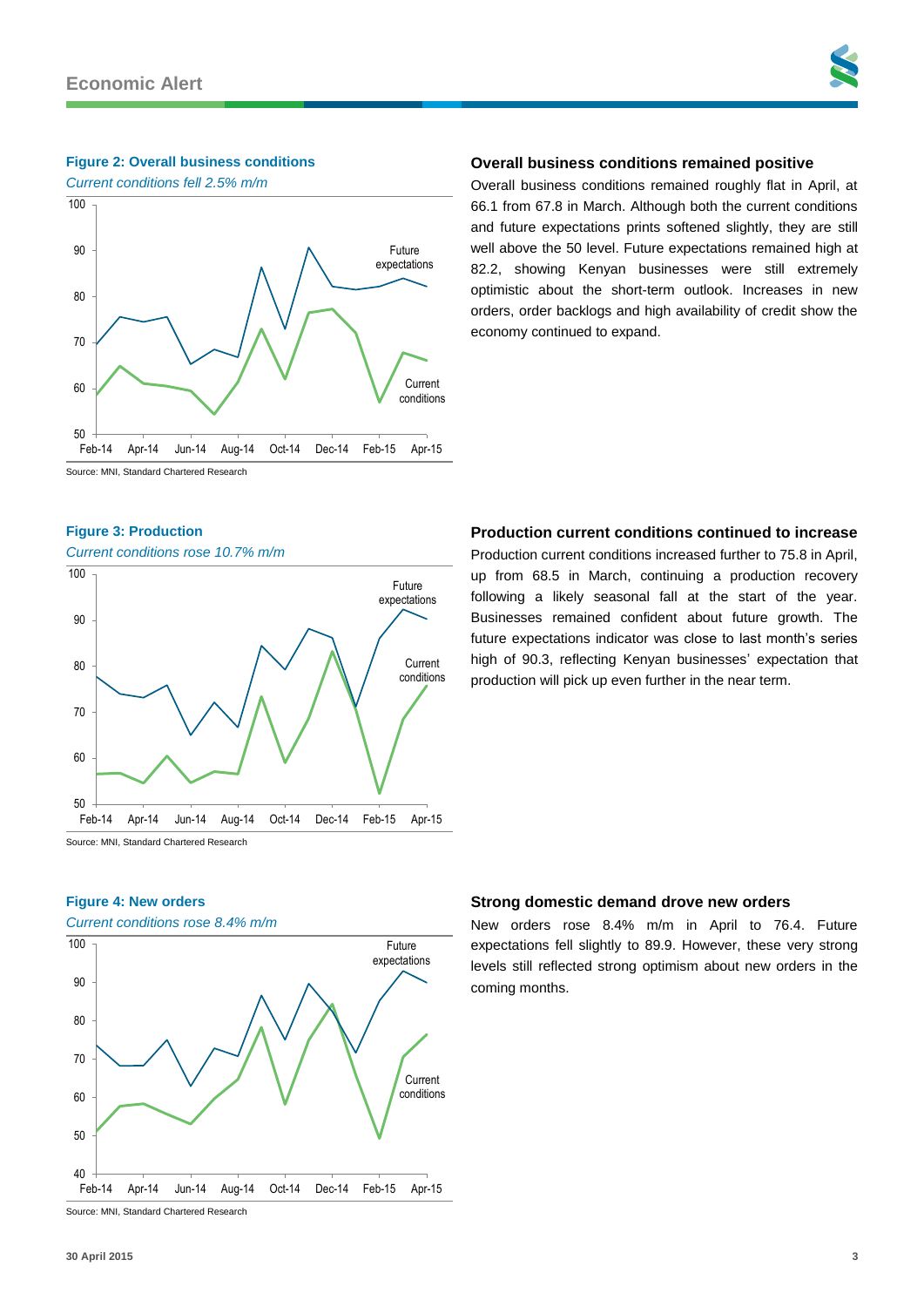**Figure 2: Overall business conditions**

*Current conditions fell 2.5% m/m*

Source: MNI, Standard Chartered Research

## Overall business conditions remained positive

Overall business conditions remained roughly flat in April, at 66.1 from 67.8 in March. Although both the current conditions and future expectations prints softened slightly, they are still well above the 50 level. Future expectations remained high at 82.2, showing Kenyan businesses were still extremely optimistic about the short-term outlook. Increases in new orders, order backlogs and high availability of credit show the economy continued to expand.

**Figure 3: Production**

*Current conditions rose 10.7% m/m*

Source: MNI, Standard Chartered Research

## Production current conditions continued to increase

Production current conditions increased further to 75.8 in April, up from 68.5 in March, continuing a production recovery following a likely seasonal fall at the start of the year. Businesses remained confident about future growth. The future expectations indicator was close to last month's series high of 90.3, reflecting Kenyan businesses' expectation that production will pick up even further in the near term.

**Figure 4: New orders**

*Current conditions rose 8.4% m/m*

Source: MNI, Standard Chartered Research

## Strong domestic demand drove new orders

New orders rose 8.4% m/m in April to 76.4. Future expectations fell slightly to 89.9. However, these very strong levels still reflected strong optimism about new orders in the coming months.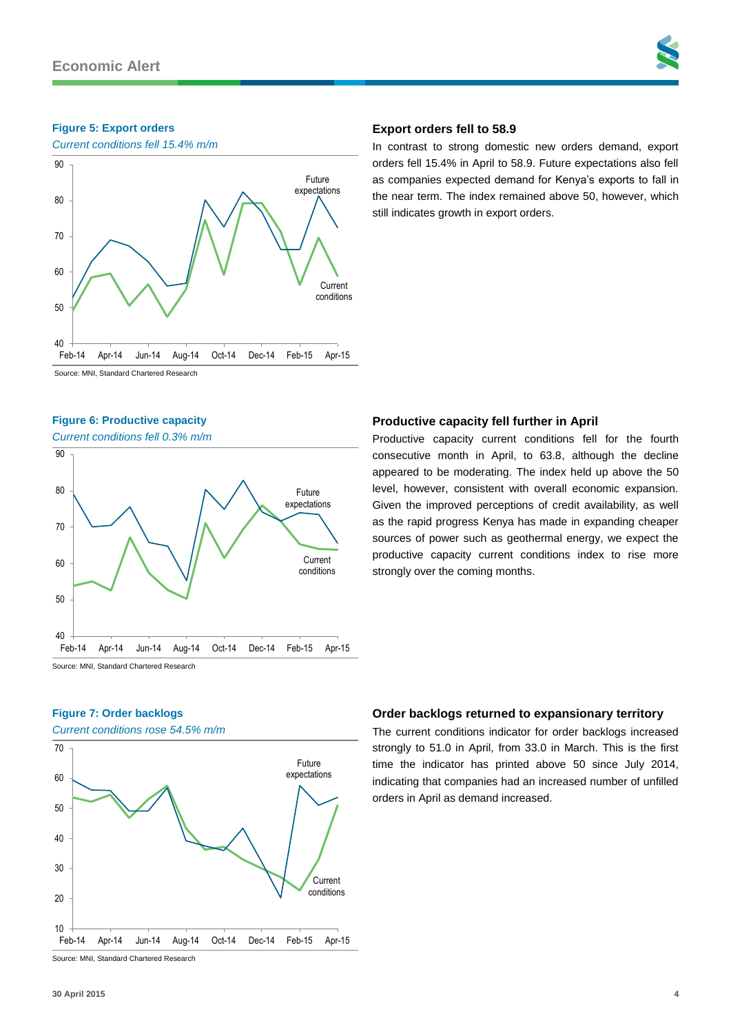**Figure 5: Export orders**

*Current conditions fell 15.4% m/m*

Source: MNI, Standard Chartered Research

### Export orders fell to 58.9

In contrast to strong domestic new orders demand, export orders fell 15.4% in April to 58.9. Future expectations also fell as companies expected demand for Kenya's exports to fall in the near term. The index remained above 50, however, which still indicates growth in export orders.

**Figure 6: Productive capacity**

*Current conditions fell 0.3% m/m*

Source: MNI, Standard Chartered Research

### Productive capacity fell further in April

Productive capacity current conditions fell for the fourth consecutive month in April, to 63.8, although the decline appeared to be moderating. The index held up above the 50 level, however, consistent with overall economic expansion. Given the improved perceptions of credit availability, as well as the rapid progress Kenya has made in expanding cheaper sources of power such as geothermal energy, we expect the productive capacity current conditions index to rise more strongly over the coming months.

**Figure 7: Order backlogs**

*Current conditions rose 54.5% m/m*

Source: MNI, Standard Chartered Research

### Order backlogs returned to expansionary territory

The current conditions indicator for order backlogs increased strongly to 51.0 in April, from 33.0 in March. This is the first time the indicator has printed above 50 since July 2014, indicating that companies had an increased number of unfilled orders in April as demand increased.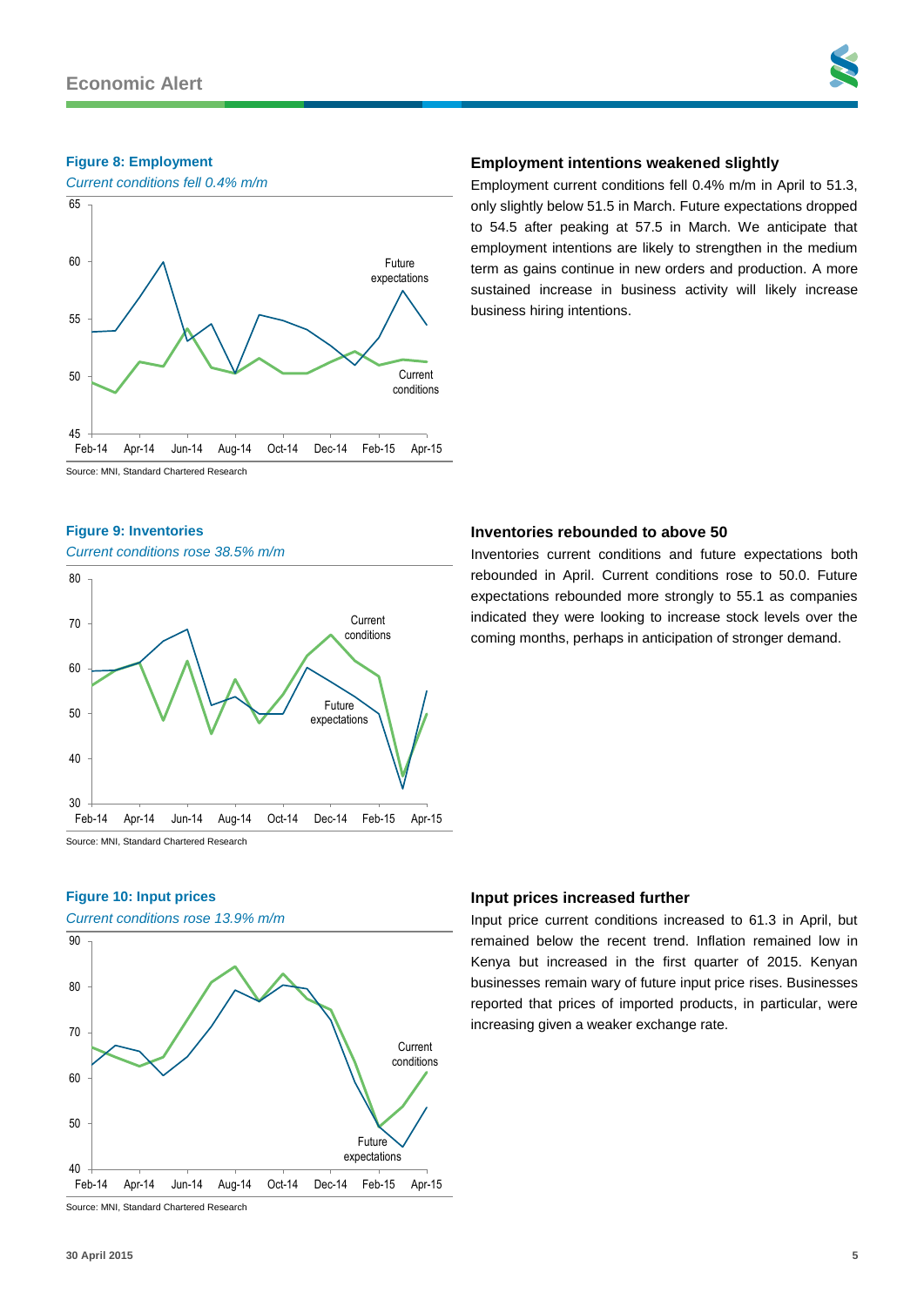#### Figure 8: Employment

*Current conditions fell 0.4% m/m*

Source: MNI, Standard Chartered Research

### Employment intentions weakened slightly

Employment current conditions fell 0.4% m/m in April to 51.3, only slightly below 51.5 in March. Future expectations dropped to 54.5 after peaking at 57.5 in March. We anticipate that employment intentions are likely to strengthen in the medium term as gains continue in new orders and production. A more sustained increase in business activity will likely increase business hiring intentions.

#### Figure 9: Inventories

*Current conditions rose 38.5% m/m*

Source: MNI, Standard Chartered Research

### Inventories rebounded to above 50

Inventories current conditions and future expectations both rebounded in April. Current conditions rose to 50.0. Future expectations rebounded more strongly to 55.1 as companies indicated they were looking to increase stock levels over the coming months, perhaps in anticipation of stronger demand.

#### Figure 10: Input prices

*Current conditions rose 13.9% m/m*

Source: MNI, Standard Chartered Research

### Input prices increased further

Input price current conditions increased to 61.3 in April, but remained below the recent trend. Inflation remained low in Kenya but increased in the first quarter of 2015. Kenyan businesses remain wary of future input price rises. Businesses reported that prices of imported products, in particular, were increasing given a weaker exchange rate.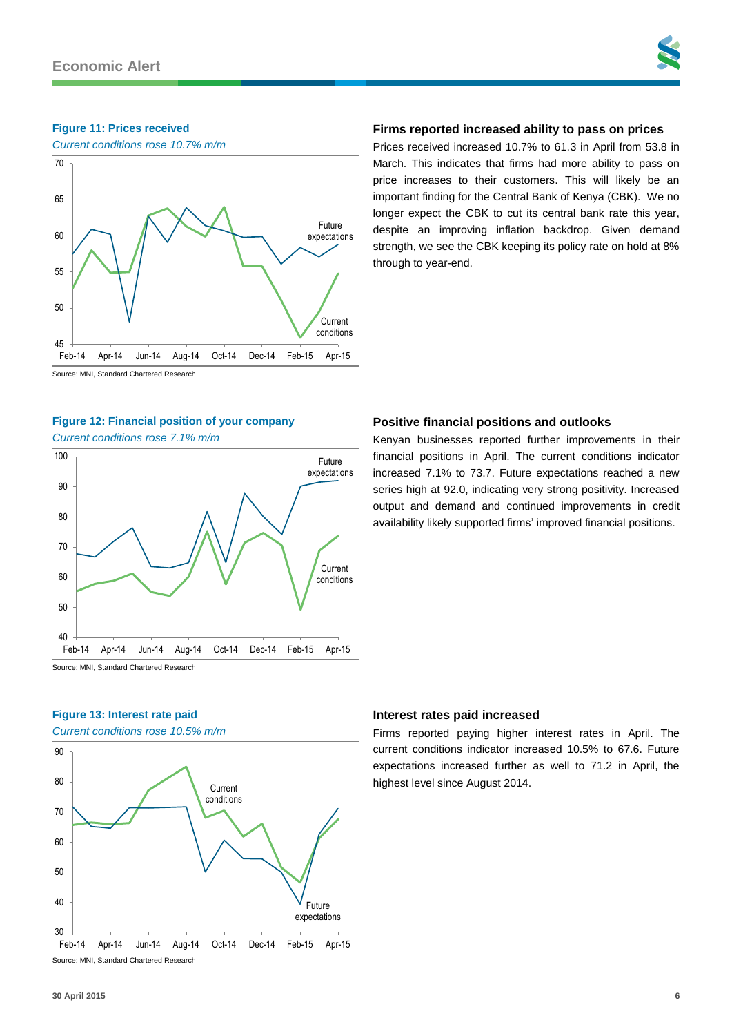**Figure 11: Prices received**

*Current conditions rose 10.7% m/m*

Source: MNI, Standard Chartered Research

## Firms reported increased ability to pass on prices

Prices received increased 10.7% to 61.3 in April from 53.8 in March. This indicates that firms had more ability to pass on price increases to their customers. This will likely be an important finding for the Central Bank of Kenya (CBK). We no longer expect the CBK to cut its central bank rate this year, despite an improving inflation backdrop. Given demand strength, we see the CBK keeping its policy rate on hold at 8% through to year-end.

**Figure 12: Financial position of your company**

*Current conditions rose 7.1% m/m*

Source: MNI, Standard Chartered Research

## Positive financial positions and outlooks

Kenyan businesses reported further improvements in their financial positions in April. The current conditions indicator increased 7.1% to 73.7. Future expectations reached a new series high at 92.0, indicating very strong positivity. Increased output and demand and continued improvements in credit availability likely supported firms' improved financial positions.

**Figure 13: Interest rate paid**

*Current conditions rose 10.5% m/m*

Source: MNI, Standard Chartered Research

## Interest rates paid increased

Firms reported paying higher interest rates in April. The current conditions indicator increased 10.5% to 67.6. Future expectations increased further as well to 71.2 in April, the highest level since August 2014.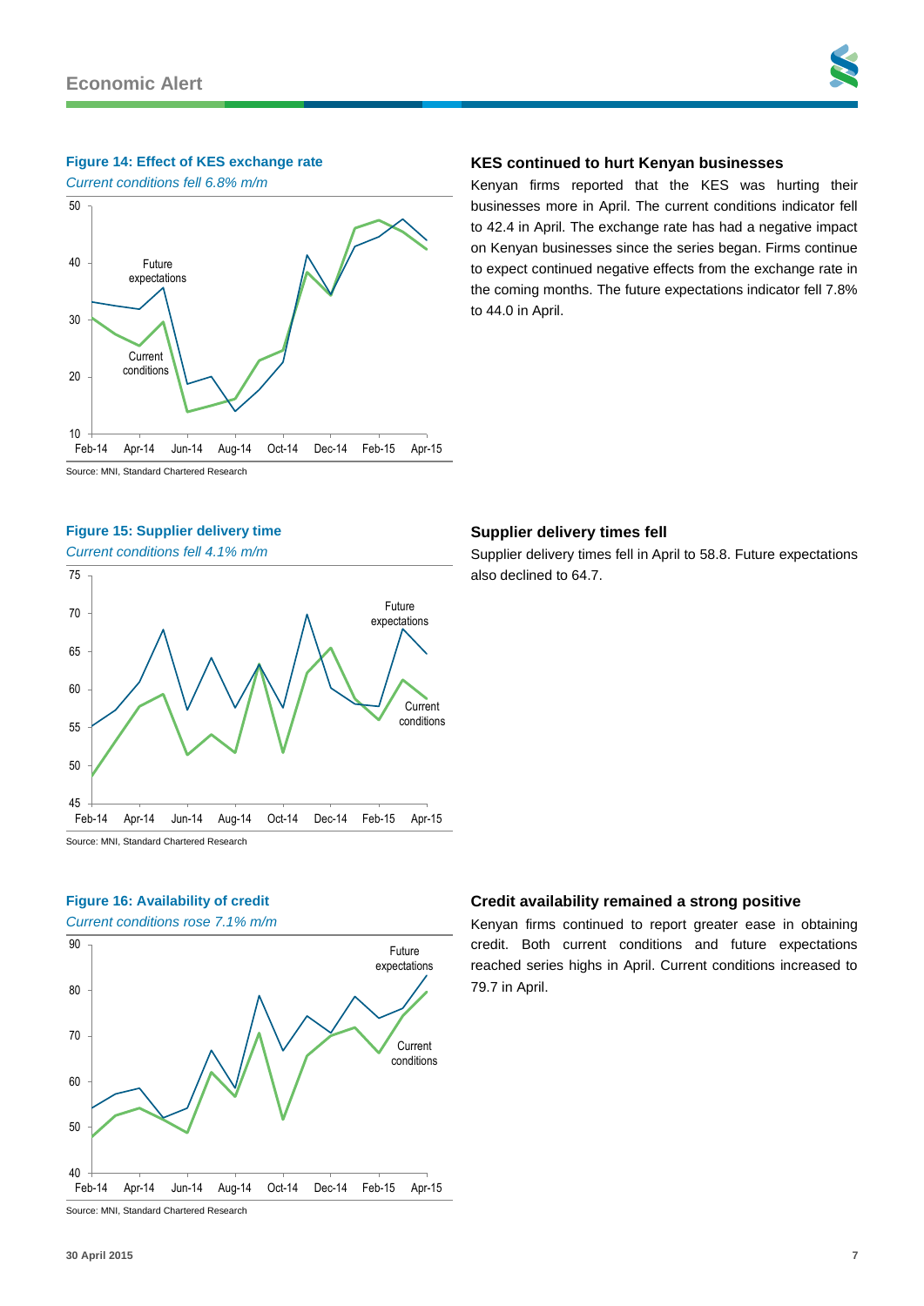**Figure 14: Effect of KES exchange rate**

*Current conditions fell 6.8% m/m*

Source: MNI, Standard Chartered Research

## KES continued to hurt Kenyan businesses

Kenyan firms reported that the KES was hurting their businesses more in April. The current conditions indicator fell to 42.4 in April. The exchange rate has had a negative impact on Kenyan businesses since the series began. Firms continue to expect continued negative effects from the exchange rate in the coming months. The future expectations indicator fell 7.8% to 44.0 in April.

**Figure 15: Supplier delivery time**

*Current conditions fell 4.1% m/m*

Source: MNI, Standard Chartered Research

## Supplier delivery times fell

Supplier delivery times fell in April to 58.8. Future expectations also declined to 64.7.

**Figure 16: Availability of credit**

*Current conditions rose 7.1% m/m*

Source: MNI, Standard Chartered Research

## Credit availability remained a strong positive

Kenyan firms continued to report greater ease in obtaining credit. Both current conditions and future expectations reached series highs in April. Current conditions increased to 79.7 in April.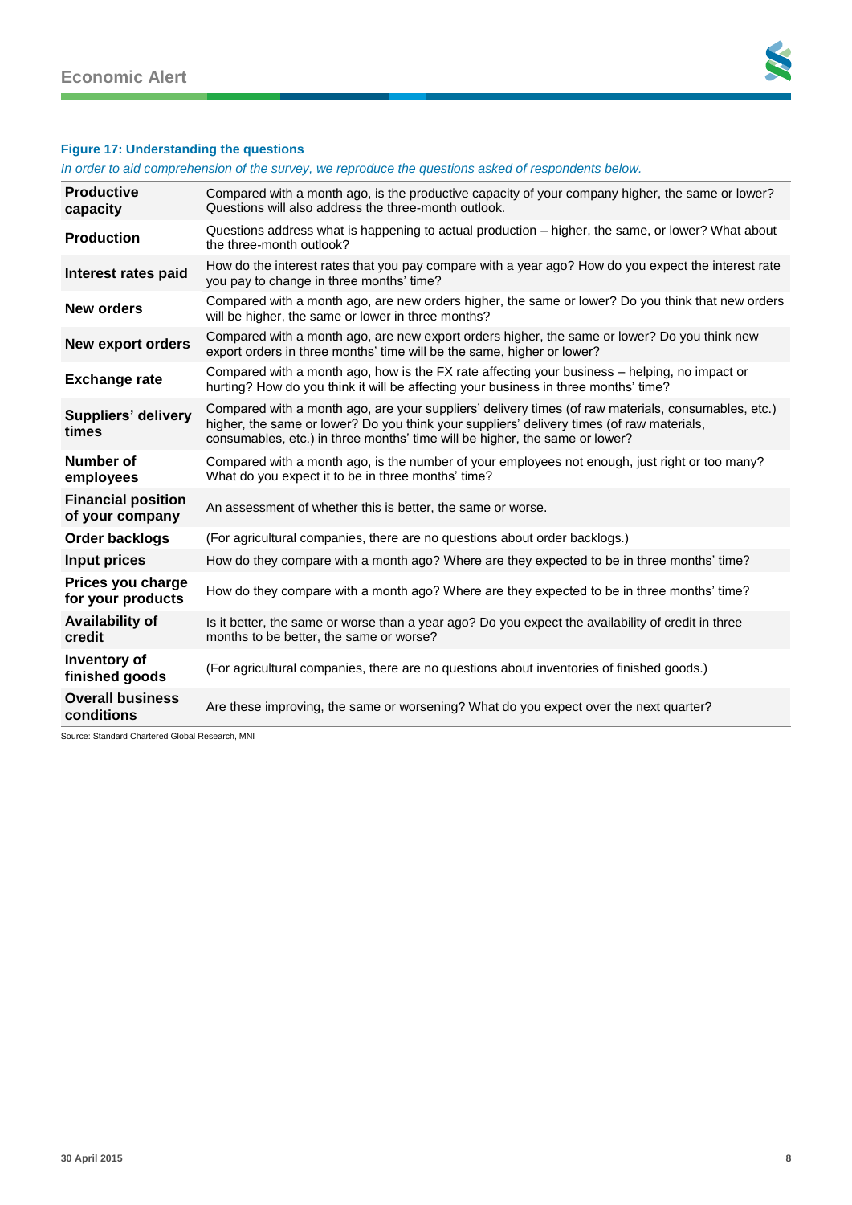**Figure 17: Understanding the questions**

*In order to aid comprehension of the survey, we reproduce the questions asked of respondents below.*

| | |
|---|---|
| **Productive capacity** | Compared with a month ago, is the productive capacity of your company higher, the same or lower? Questions will also address the three-month outlook. |
| **Production** | Questions address what is happening to actual production – higher, the same, or lower? What about the three-month outlook? |
| **Interest rates paid** | How do the interest rates that you pay compare with a year ago? How do you expect the interest rate you pay to change in three months' time? |
| **New orders** | Compared with a month ago, are new orders higher, the same or lower? Do you think that new orders will be higher, the same or lower in three months? |
| **New export orders** | Compared with a month ago, are new export orders higher, the same or lower? Do you think new export orders in three months' time will be the same, higher or lower? |
| **Exchange rate** | Compared with a month ago, how is the FX rate affecting your business – helping, no impact or hurting? How do you think it will be affecting your business in three months' time? |
| **Suppliers' delivery times** | Compared with a month ago, are your suppliers' delivery times (of raw materials, consumables, etc.) higher, the same or lower? Do you think your suppliers' delivery times (of raw materials, consumables, etc.) in three months' time will be higher, the same or lower? |
| **Number of employees** | Compared with a month ago, is the number of your employees not enough, just right or too many? What do you expect it to be in three months' time? |
| **Financial position of your company** | An assessment of whether this is better, the same or worse. |
| **Order backlogs** | (For agricultural companies, there are no questions about order backlogs.) |
| **Input prices** | How do they compare with a month ago? Where are they expected to be in three months' time? |
| **Prices you charge for your products** | How do they compare with a month ago? Where are they expected to be in three months' time? |
| **Availability of credit** | Is it better, the same or worse than a year ago? Do you expect the availability of credit in three months to be better, the same or worse? |
| **Inventory of finished goods** | (For agricultural companies, there are no questions about inventories of finished goods.) |
| **Overall business conditions** | Are these improving, the same or worsening? What do you expect over the next quarter? |

Source: Standard Chartered Global Research, MNI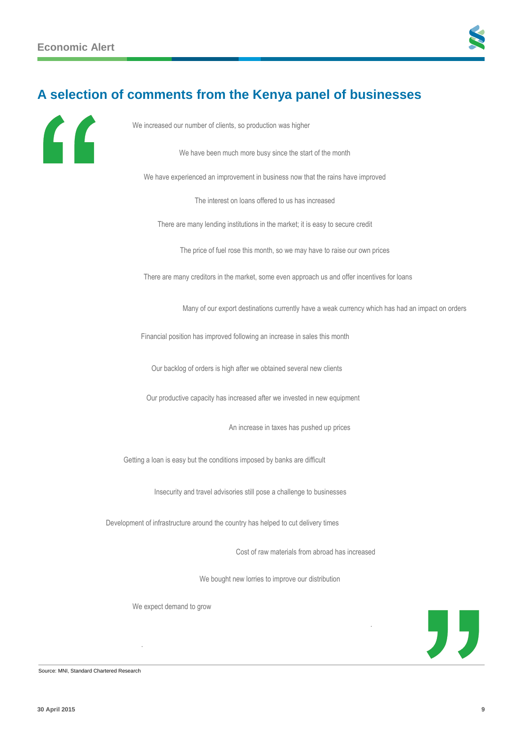## A selection of comments from the Kenya panel of businesses

We increased our number of clients, so production was higher

We have been much more busy since the start of the month

We have experienced an improvement in business now that the rains have improved

The interest on loans offered to us has increased

There are many lending institutions in the market; it is easy to secure credit

The price of fuel rose this month, so we may have to raise our own prices

There are many creditors in the market, some even approach us and offer incentives for loans

Many of our export destinations currently have a weak currency which has had an impact on orders

Financial position has improved following an increase in sales this month

Our backlog of orders is high after we obtained several new clients

Our productive capacity has increased after we invested in new equipment

An increase in taxes has pushed up prices

Getting a loan is easy but the conditions imposed by banks are difficult

Insecurity and travel advisories still pose a challenge to businesses

Development of infrastructure around the country has helped to cut delivery times

Cost of raw materials from abroad has increased

We bought new lorries to improve our distribution

We expect demand to grow

Source: MNI, Standard Chartered Research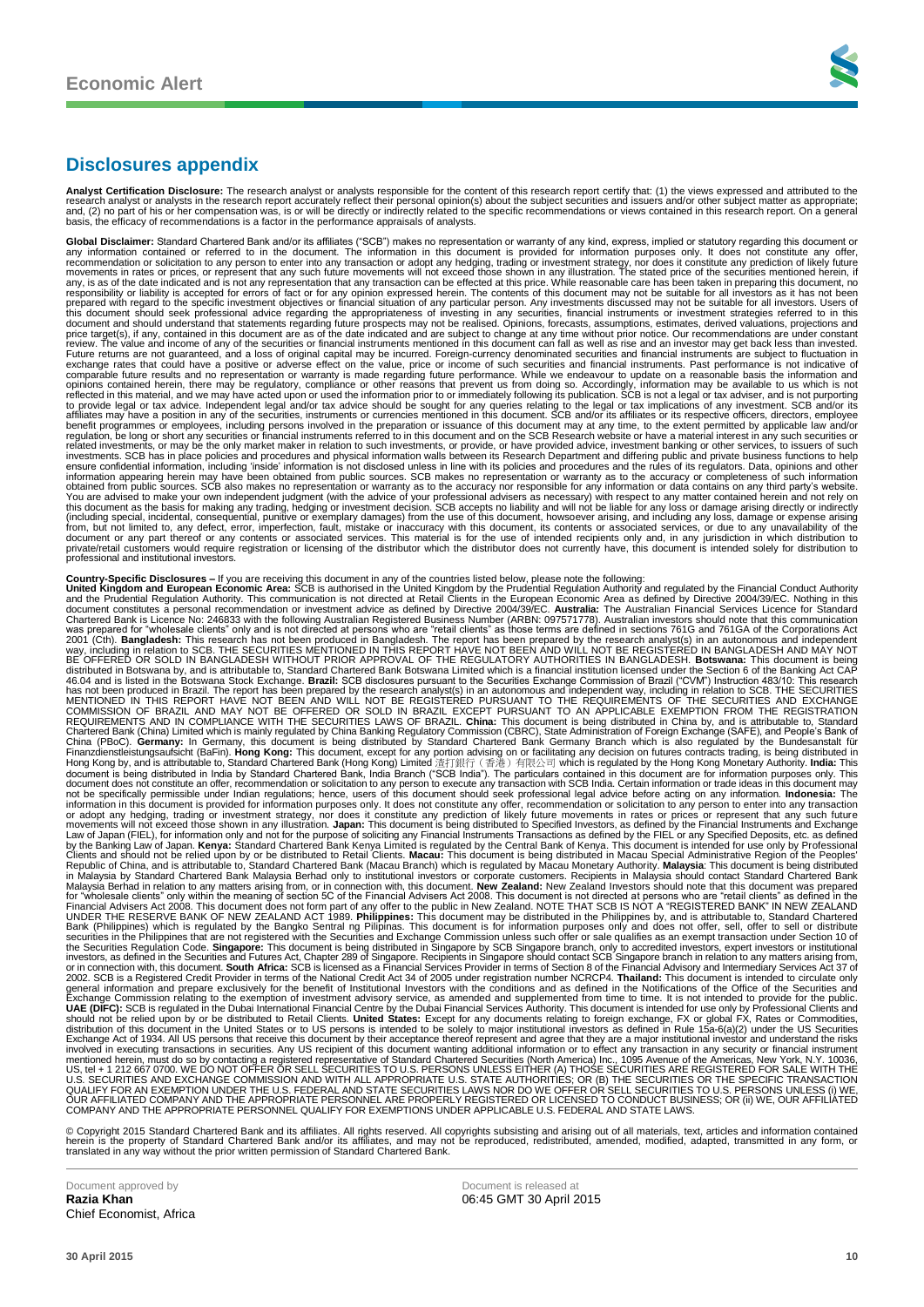## Disclosures appendix

**Analyst Certification Disclosure:** The research analyst or analysts responsible for the content of this research report certify that: (1) the views expressed and attributed to the research analyst or analysts in the research report accurately reflect their personal opinion(s) about the subject securities and issuers and/or other subject matter as appropriate; and, (2) no part of his or her compensation was, is or will be directly or indirectly related to the specific recommendations or views contained in this research report. On a general basis, the efficacy of recommendations is a factor in the performance appraisals of analysts.

**Global Disclaimer:** Standard Chartered Bank and/or its affiliates ("SCB") makes no representation or warranty of any kind, express, implied or statutory regarding this document or any information contained or referred to in the document. The information in this document is provided for information purposes only. It does not constitute any offer, recommendation or solicitation to any person to enter into any transaction or adopt any hedging, trading or investment strategy, nor does it constitute any prediction of likely future movements in rates or prices, or represent that any such future movements will not exceed those shown in any illustration. The stated price of the securities mentioned herein, if any, is as of the date indicated and is not any representation that any transaction can be effected at this price. While reasonable care has been taken in preparing this document, no responsibility or liability is accepted for errors of fact or for any opinion expressed herein. The contents of this document may not be suitable for all investors as it has not been prepared with regard to the specific investment objectives or financial situation of any particular person. Any investments discussed may not be suitable for all investors. Users of this document should seek professional advice regarding the appropriateness of investing in any securities, financial instruments or investment strategies referred to in this document and should understand that statements regarding future prospects may not be realised. Opinions, forecasts, assumptions, estimates, derived valuations, projections and price target(s), if any, contained in this document are as of the date indicated and are subject to change at any time without prior notice. Our recommendations are under constant review. The value and income of any of the securities or financial instruments mentioned in this document can fall as well as rise and an investor may get back less than invested. Future returns are not guaranteed, and a loss of original capital may be incurred. Foreign-currency denominated securities and financial instruments are subject to fluctuation in exchange rates that could have a positive or adverse effect on the value, price or income of such securities and financial instruments. Past performance is not indicative of comparable future results and no representation or warranty is made regarding future performance. While we endeavour to update on a reasonable basis the information and opinions contained herein, there may be regulatory, compliance or other reasons that prevent us from doing so. Accordingly, information may be available to us which is not reflected in this material, and we may have acted upon or used the information prior to or immediately following its publication. SCB is not a legal or tax adviser, and is not purporting to provide legal or tax advice. Independent legal and/or tax advice should be sought for any queries relating to the legal or tax implications of any investment. SCB and/or its affiliates may have a position in any of the securities, instruments or currencies mentioned in this document. SCB and/or its affiliates or its respective officers, directors, employee benefit programmes or employees, including persons involved in the preparation or issuance of this document may at any time, to the extent permitted by applicable law and/or regulation, be long or short any securities or financial instruments referred to in this document and on the SCB Research website or have a material interest in any such securities or related investments, or may be the only market maker in relation to such investments, or provide, or have provided advice, investment banking or other services, to issuers of such investments. SCB has in place policies and procedures and physical information walls between its Research Department and differing public and private business functions to help ensure confidential information, including 'inside' information is not disclosed unless in line with its policies and procedures and the rules of its regulators. Data, opinions and other information appearing herein may have been obtained from public sources. SCB makes no representation or warranty as to the accuracy or completeness of such information obtained from public sources. SCB also makes no representation or warranty as to the accuracy nor responsible for any information or data contains on any third party's website. You are advised to make your own independent judgment (with the advice of your professional advisers as necessary) with respect to any matter contained herein and not rely on this document as the basis for making any trading, hedging or investment decision. SCB accepts no liability and will not be liable for any loss or damage arising directly or indirectly (including special, incidental, consequential, punitive or exemplary damages) from the use of this document, howsoever arising, and including any loss, damage or expense arising from, but not limited to, any defect, error, imperfection, fault, mistake or inaccuracy with this document, its contents or associated services, or due to any unavailability of the document or any part thereof or any contents or associated services. This material is for the use of intended recipients only and, in any jurisdiction in which distribution to private/retail customers would require registration or licensing of the distributor which the distributor does not currently have, this document is intended solely for distribution to professional and institutional investors.

**Country-Specific Disclosures –** If you are receiving this document in any of the countries listed below, please note the following:
**United Kingdom and European Economic Area:** SCB is authorised in the United Kingdom by the Prudential Regulation Authority and regulated by the Financial Conduct Authority and the Prudential Regulation Authority. This communication is not directed at Retail Clients in the European Economic Area as defined by Directive 2004/39/EC. Nothing in this document constitutes a personal recommendation or investment advice as defined by Directive 2004/39/EC. **Australia:** The Australian Financial Services Licence for Standard Chartered Bank is Licence No: 246833 with the following Australian Registered Business Number (ARBN: 097571778). Australian investors should note that this communication was prepared for "wholesale clients" only and is not directed at persons who are "retail clients" as those terms are defined in sections 761G and 761GA of the Corporations Act 2001 (Cth). **Bangladesh:** This research has not been produced in Bangladesh. The report has been prepared by the research analyst(s) in an autonomous and independent way, including in relation to SCB. THE SECURITIES MENTIONED IN THIS REPORT HAVE NOT BEEN AND WILL NOT BE REGISTERED IN BANGLADESH AND MAY NOT BE OFFERED OR SOLD IN BANGLADESH WITHOUT PRIOR APPROVAL OF THE REGULATORY AUTHORITIES IN BANGLADESH. **Botswana:** This document is being distributed in Botswana by, and is attributable to, Standard Chartered Bank Botswana Limited which is a financial institution licensed under the Section 6 of the Banking Act CAP 46.04 and is listed in the Botswana Stock Exchange. **Brazil:** SCB disclosures pursuant to the Securities Exchange Commission of Brazil ("CVM") Instruction 483/10: This research has not been produced in Brazil. The report has been prepared by the research analyst(s) in an autonomous and independent way, including in relation to SCB. THE SECURITIES MENTIONED IN THIS REPORT HAVE NOT BEEN AND WILL NOT BE REGISTERED PURSUANT TO THE REQUIREMENTS OF THE SECURITIES AND EXCHANGE COMMISSION OF BRAZIL AND MAY NOT BE OFFERED OR SOLD IN BRAZIL EXCEPT PURSUANT TO AN APPLICABLE EXEMPTION FROM THE REGISTRATION REQUIREMENTS AND IN COMPLIANCE WITH THE SECURITIES LAWS OF BRAZIL. **China:** This document is being distributed in China by, and is attributable to, Standard Chartered Bank (China) Limited which is mainly regulated by China Banking Regulatory Commission (CBRC), State Administration of Foreign Exchange (SAFE), and People's Bank of China (PBoC). **Germany:** In Germany, this document is being distributed by Standard Chartered Bank Germany Branch which is also regulated by the Bundesanstalt für Finanzdienstleistungsaufsicht (BaFin). **Hong Kong:** This document, except for any portion advising on or facilitating any decision on futures contracts trading, is being distributed in Hong Kong by, and is attributable to, Standard Chartered Bank (Hong Kong) Limited 渣打銀行（香港）有限公司 which is regulated by the Hong Kong Monetary Authority. **India:** This document is being distributed in India by Standard Chartered Bank, India Branch ("SCB India"). The particulars contained in this document are for information purposes only. This document does not constitute an offer, recommendation or solicitation to any person to execute any transaction with SCB India. Certain information or trade ideas in this document may not be specifically permissible under Indian regulations; hence, users of this document should seek professional legal advice before acting on any information. **Indonesia:** The information in this document is provided for information purposes only. It does not constitute any offer, recommendation or solicitation to any person to enter into any transaction or adopt any hedging, trading or investment strategy, nor does it constitute any prediction of likely future movements in rates or prices or represent that any such future movements will not exceed those shown in any illustration. **Japan:** This document is being distributed to Specified Investors, as defined by the Financial Instruments and Exchange Law of Japan (FIEL), for information only and not for the purpose of soliciting any Financial Instruments Transactions as defined by the FIEL or any Specified Deposits, etc. as defined by the Banking Law of Japan. **Kenya:** Standard Chartered Bank Kenya Limited is regulated by the Central Bank of Kenya. This document is intended for use only by Professional Clients and should not be relied upon by or be distributed to Retail Clients. **Macau:** This document is being distributed in Macau Special Administrative Region of the Peoples' Republic of China, and is attributable to, Standard Chartered Bank (Macau Branch) which is regulated by Macau Monetary Authority. **Malaysia**: This document is being distributed in Malaysia by Standard Chartered Bank Malaysia Berhad only to institutional investors or corporate customers. Recipients in Malaysia should contact Standard Chartered Bank Malaysia Berhad in relation to any matters arising from, or in connection with, this document. **New Zealand:** New Zealand Investors should note that this document was prepared for "wholesale clients" only within the meaning of section 5C of the Financial Advisers Act 2008. This document is not directed at persons who are "retail clients" as defined in the Financial Advisers Act 2008. This document does not form part of any offer to the public in New Zealand. NOTE THAT SCB IS NOT A "REGISTERED BANK" IN NEW ZEALAND UNDER THE RESERVE BANK OF NEW ZEALAND ACT 1989. **Philippines:** This document may be distributed in the Philippines by, and is attributable to, Standard Chartered Bank (Philippines) which is regulated by the Bangko Sentral ng Pilipinas. This document is for information purposes only and does not offer, sell, offer to sell or distribute securities in the Philippines that are not registered with the Securities and Exchange Commission unless such offer or sale qualifies as an exempt transaction under Section 10 of the Securities Regulation Code. **Singapore:** This document is being distributed in Singapore by SCB Singapore branch, only to accredited investors, expert investors or institutional investors, as defined in the Securities and Futures Act, Chapter 289 of Singapore. Recipients in Singapore should contact SCB Singapore branch in relation to any matters arising from, or in connection with, this document. **South Africa:** SCB is licensed as a Financial Services Provider in terms of Section 8 of the Financial Advisory and Intermediary Services Act 37 of 2002. SCB is a Registered Credit Provider in terms of the National Credit Act 34 of 2005 under registration number NCRCP4. **Thailand:** This document is intended to circulate only general information and prepare exclusively for the benefit of Institutional Investors with the conditions and as defined in the Notifications of the Office of the Securities and Exchange Commission relating to the exemption of investment advisory service, as amended and supplemented from time to time. It is not intended to provide for the public. **UAE (DIFC):** SCB is regulated in the Dubai International Financial Centre by the Dubai Financial Services Authority. This document is intended for use only by Professional Clients and should not be relied upon by or be distributed to Retail Clients. **United States:** Except for any documents relating to foreign exchange, FX or global FX, Rates or Commodities, distribution of this document in the United States or to US persons is intended to be solely to major institutional investors as defined in Rule 15a-6(a)(2) under the US Securities Exchange Act of 1934. All US persons that receive this document by their acceptance thereof represent and agree that they are a major institutional investor and understand the risks involved in executing transactions in securities. Any US recipient of this document wanting additional information or to effect any transaction in any security or financial instrument mentioned herein, must do so by contacting a registered representative of Standard Chartered Securities (North America) Inc., 1095 Avenue of the Americas, New York, N.Y. 10036, US, tel + 1 212 667 0700. WE DO NOT OFFER OR SELL SECURITIES TO U.S. PERSONS UNLESS EITHER (A) THOSE SECURITIES ARE REGISTERED FOR SALE WITH THE U.S. SECURITIES AND EXCHANGE COMMISSION AND WITH ALL APPROPRIATE U.S. STATE AUTHORITIES; OR (B) THE SECURITIES OR THE SPECIFIC TRANSACTION QUALIFY FOR AN EXEMPTION UNDER THE U.S. FEDERAL AND STATE SECURITIES LAWS NOR DO WE OFFER OR SELL SECURITIES TO U.S. PERSONS UNLESS (i) WE, OUR AFFILIATED COMPANY AND THE APPROPRIATE PERSONNEL ARE PROPERLY REGISTERED OR LICENSED TO CONDUCT BUSINESS; OR (ii) WE, OUR AFFILIATED COMPANY AND THE APPROPRIATE PERSONNEL QUALIFY FOR EXEMPTIONS UNDER APPLICABLE U.S. FEDERAL AND STATE LAWS.

© Copyright 2015 Standard Chartered Bank and its affiliates. All rights reserved. All copyrights subsisting and arising out of all materials, text, articles and information contained herein is the property of Standard Chartered Bank and/or its affiliates, and may not be reproduced, redistributed, amended, modified, adapted, transmitted in any form, or translated in any way without the prior written permission of Standard Chartered Bank.

Document approved by
**Razia Khan**
Chief Economist, Africa

Document is released at
06:45 GMT 30 April 2015